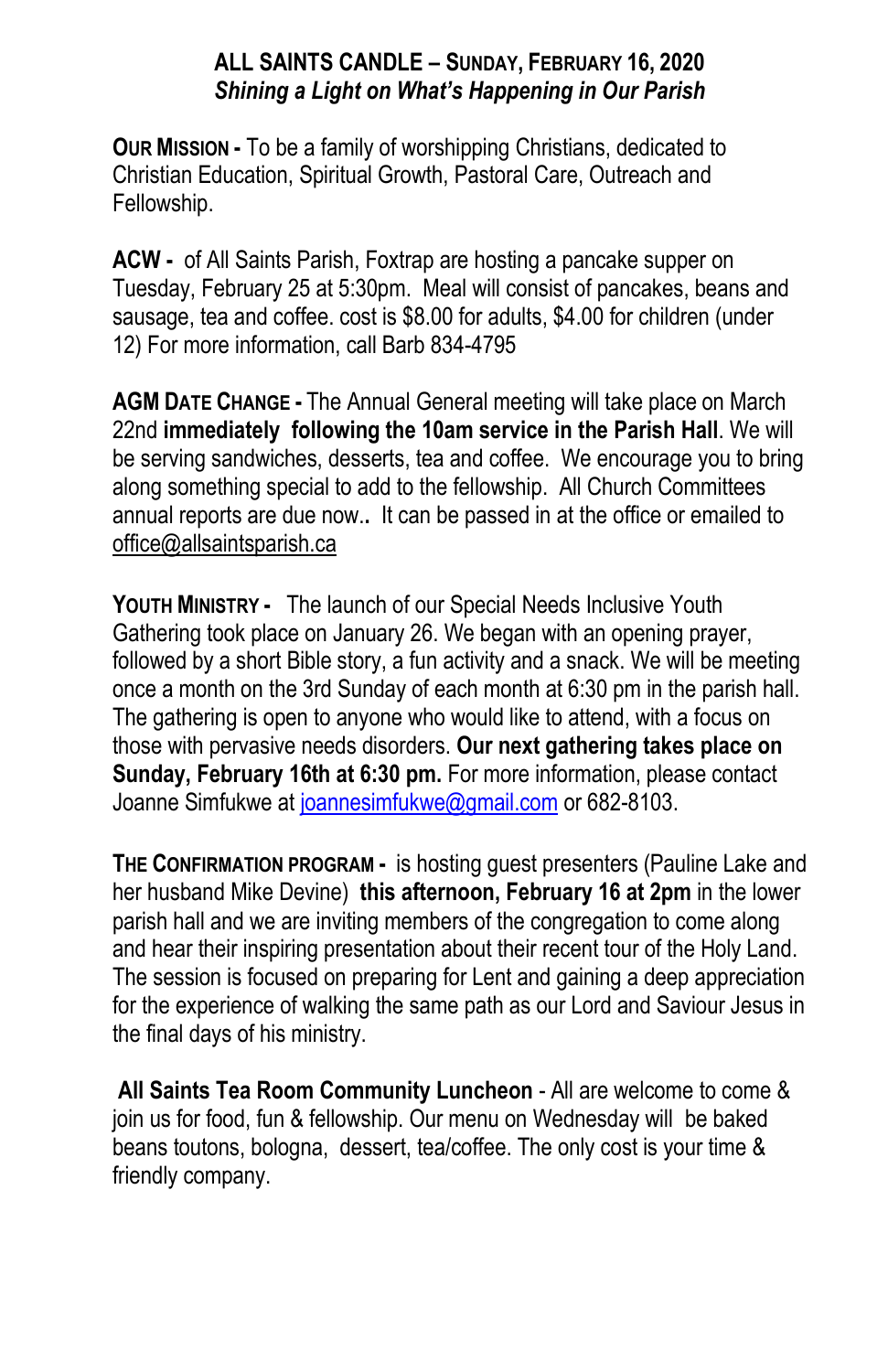**ALL SAINTS CANDLE – SUNDAY, FEBRUARY 16, 2020**
***Shining a Light on What's Happening in Our Parish***

**OUR MISSION -** To be a family of worshipping Christians, dedicated to Christian Education, Spiritual Growth, Pastoral Care, Outreach and Fellowship.

**ACW -** of All Saints Parish, Foxtrap are hosting a pancake supper on Tuesday, February 25 at 5:30pm. Meal will consist of pancakes, beans and sausage, tea and coffee. cost is $8.00 for adults, $4.00 for children (under 12) For more information, call Barb 834-4795

**AGM DATE CHANGE -** The Annual General meeting will take place on March 22nd **immediately following the 10am service in the Parish Hall**. We will be serving sandwiches, desserts, tea and coffee. We encourage you to bring along something special to add to the fellowship. All Church Committees annual reports are due now**.** It can be passed in at the office or emailed to office@allsaintsparish.ca

**YOUTH MINISTRY -** The launch of our Special Needs Inclusive Youth Gathering took place on January 26. We began with an opening prayer, followed by a short Bible story, a fun activity and a snack. We will be meeting once a month on the 3rd Sunday of each month at 6:30 pm in the parish hall. The gathering is open to anyone who would like to attend, with a focus on those with pervasive needs disorders. **Our next gathering takes place on Sunday, February 16th at 6:30 pm.** For more information, please contact Joanne Simfukwe at joannesimfukwe@gmail.com or 682-8103.

**THE CONFIRMATION PROGRAM -** is hosting guest presenters (Pauline Lake and her husband Mike Devine) **this afternoon, February 16 at 2pm** in the lower parish hall and we are inviting members of the congregation to come along and hear their inspiring presentation about their recent tour of the Holy Land. The session is focused on preparing for Lent and gaining a deep appreciation for the experience of walking the same path as our Lord and Saviour Jesus in the final days of his ministry.

**All Saints Tea Room Community Luncheon** - All are welcome to come & join us for food, fun & fellowship. Our menu on Wednesday will be baked beans toutons, bologna, dessert, tea/coffee. The only cost is your time & friendly company.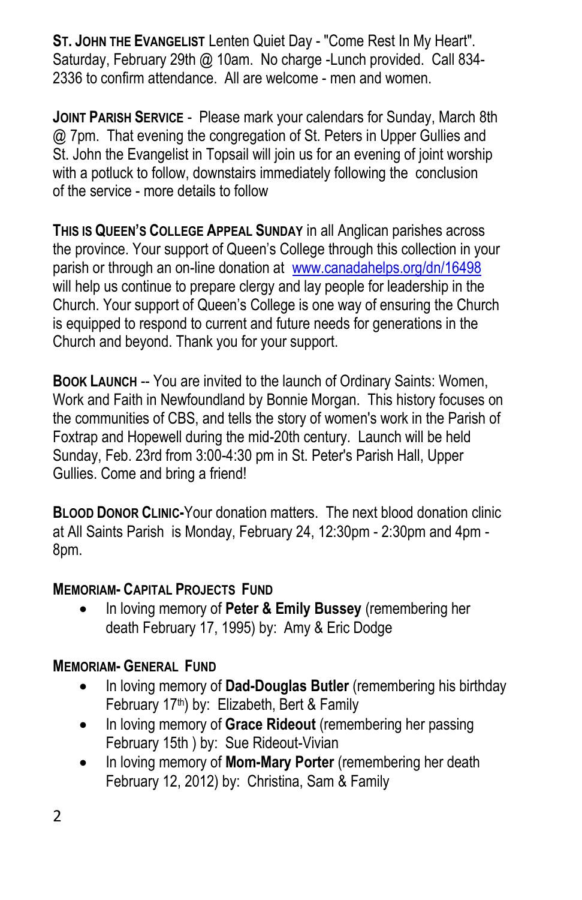**St. John the Evangelist** Lenten Quiet Day - "Come Rest In My Heart". Saturday, February 29th @ 10am. No charge -Lunch provided. Call 834-2336 to confirm attendance. All are welcome - men and women.

**Joint Parish Service** - Please mark your calendars for Sunday, March 8th @ 7pm. That evening the congregation of St. Peters in Upper Gullies and St. John the Evangelist in Topsail will join us for an evening of joint worship with a potluck to follow, downstairs immediately following the conclusion of the service - more details to follow

**This is Queen's College Appeal Sunday** in all Anglican parishes across the province. Your support of Queen's College through this collection in your parish or through an on-line donation at www.canadahelps.org/dn/16498 will help us continue to prepare clergy and lay people for leadership in the Church. Your support of Queen's College is one way of ensuring the Church is equipped to respond to current and future needs for generations in the Church and beyond. Thank you for your support.

**Book Launch** -- You are invited to the launch of Ordinary Saints: Women, Work and Faith in Newfoundland by Bonnie Morgan. This history focuses on the communities of CBS, and tells the story of women's work in the Parish of Foxtrap and Hopewell during the mid-20th century. Launch will be held Sunday, Feb. 23rd from 3:00-4:30 pm in St. Peter's Parish Hall, Upper Gullies. Come and bring a friend!

**Blood Donor Clinic**-Your donation matters. The next blood donation clinic at All Saints Parish is Monday, February 24, 12:30pm - 2:30pm and 4pm - 8pm.

**Memoriam- Capital Projects Fund**

- In loving memory of **Peter & Emily Bussey** (remembering her death February 17, 1995) by: Amy & Eric Dodge

**Memoriam- General Fund**

- In loving memory of **Dad-Douglas Butler** (remembering his birthday February 17th) by: Elizabeth, Bert & Family
- In loving memory of **Grace Rideout** (remembering her passing February 15th ) by: Sue Rideout-Vivian
- In loving memory of **Mom-Mary Porter** (remembering her death February 12, 2012) by: Christina, Sam & Family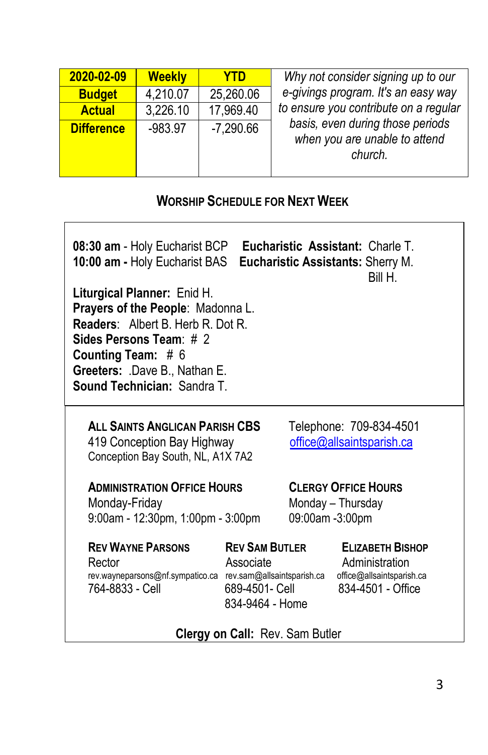| 2020-02-09 | Weekly | YTD |
| --- | --- | --- |
| Budget | 4,210.07 | 25,260.06 |
| Actual | 3,226.10 | 17,969.40 |
| Difference | -983.97 | -7,290.66 |

*Why not consider signing up to our e-givings program. It's an easy way to ensure you contribute on a regular basis, even during those periods when you are unable to attend church.*

## WORSHIP SCHEDULE FOR NEXT WEEK

**08:30 am** - Holy Eucharist BCP **Eucharistic Assistant:** Charle T.
**10:00 am -** Holy Eucharist BAS **Eucharistic Assistants:** Sherry M. Bill H.

**Liturgical Planner:** Enid H.
**Prayers of the People**: Madonna L.
**Readers**: Albert B. Herb R. Dot R.
**Sides Persons Team**: # 2
**Counting Team:** # 6
**Greeters:** .Dave B., Nathan E.
**Sound Technician:** Sandra T.

**ALL SAINTS ANGLICAN PARISH CBS**
419 Conception Bay Highway
Conception Bay South, NL, A1X 7A2

Telephone: 709-834-4501
office@allsaintsparish.ca

**ADMINISTRATION OFFICE HOURS**
Monday-Friday
9:00am - 12:30pm, 1:00pm - 3:00pm

**CLERGY OFFICE HOURS**
Monday – Thursday
09:00am -3:00pm

**REV WAYNE PARSONS**
Rector
rev.wayneparsons@nf.sympatico.ca
764-8833 - Cell

**REV SAM BUTLER**
Associate
rev.sam@allsaintsparish.ca
689-4501- Cell
834-9464 - Home

**ELIZABETH BISHOP**
Administration
office@allsaintsparish.ca
834-4501 - Office

**Clergy on Call:** Rev. Sam Butler